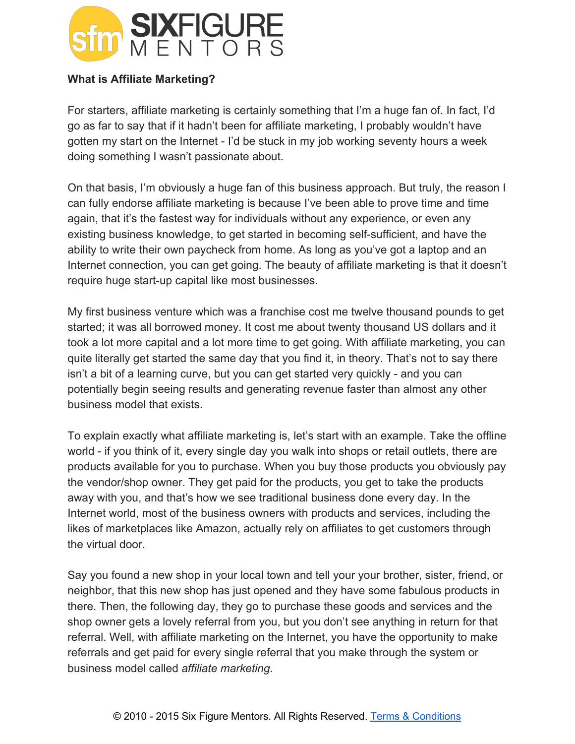**What is Affiliate Marketing?**

For starters, affiliate marketing is certainly something that I'm a huge fan of. In fact, I'd go as far to say that if it hadn't been for affiliate marketing, I probably wouldn't have gotten my start on the Internet - I'd be stuck in my job working seventy hours a week doing something I wasn't passionate about.

On that basis, I'm obviously a huge fan of this business approach. But truly, the reason I can fully endorse affiliate marketing is because I've been able to prove time and time again, that it's the fastest way for individuals without any experience, or even any existing business knowledge, to get started in becoming self-sufficient, and have the ability to write their own paycheck from home. As long as you've got a laptop and an Internet connection, you can get going. The beauty of affiliate marketing is that it doesn't require huge start-up capital like most businesses.

My first business venture which was a franchise cost me twelve thousand pounds to get started; it was all borrowed money. It cost me about twenty thousand US dollars and it took a lot more capital and a lot more time to get going. With affiliate marketing, you can quite literally get started the same day that you find it, in theory. That's not to say there isn't a bit of a learning curve, but you can get started very quickly - and you can potentially begin seeing results and generating revenue faster than almost any other business model that exists.

To explain exactly what affiliate marketing is, let's start with an example. Take the offline world - if you think of it, every single day you walk into shops or retail outlets, there are products available for you to purchase. When you buy those products you obviously pay the vendor/shop owner. They get paid for the products, you get to take the products away with you, and that's how we see traditional business done every day. In the Internet world, most of the business owners with products and services, including the likes of marketplaces like Amazon, actually rely on affiliates to get customers through the virtual door.

Say you found a new shop in your local town and tell your your brother, sister, friend, or neighbor, that this new shop has just opened and they have some fabulous products in there. Then, the following day, they go to purchase these goods and services and the shop owner gets a lovely referral from you, but you don't see anything in return for that referral. Well, with affiliate marketing on the Internet, you have the opportunity to make referrals and get paid for every single referral that you make through the system or business model called *affiliate marketing*.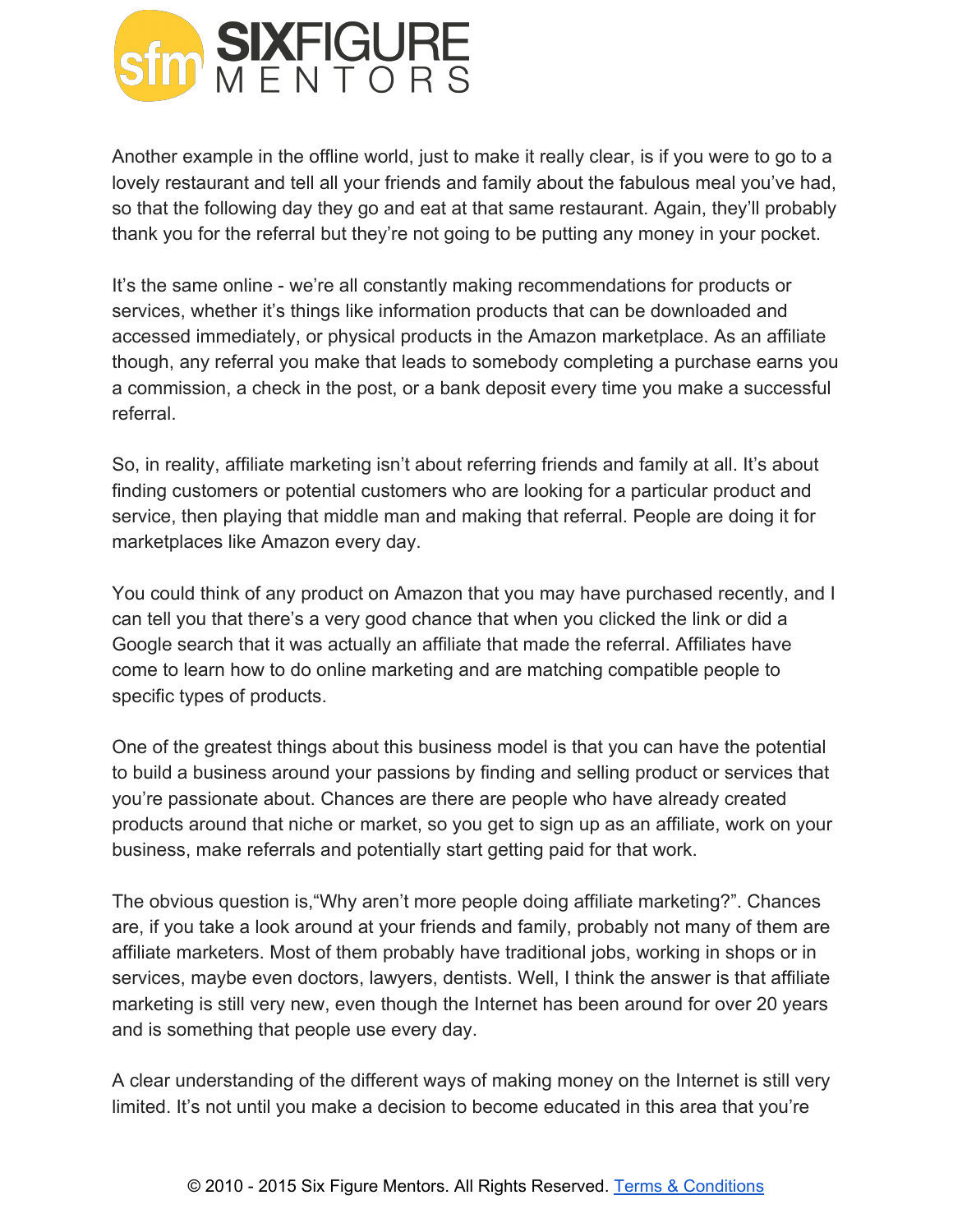Another example in the offline world, just to make it really clear, is if you were to go to a lovely restaurant and tell all your friends and family about the fabulous meal you've had, so that the following day they go and eat at that same restaurant. Again, they'll probably thank you for the referral but they're not going to be putting any money in your pocket.

It's the same online - we're all constantly making recommendations for products or services, whether it's things like information products that can be downloaded and accessed immediately, or physical products in the Amazon marketplace. As an affiliate though, any referral you make that leads to somebody completing a purchase earns you a commission, a check in the post, or a bank deposit every time you make a successful referral.

So, in reality, affiliate marketing isn't about referring friends and family at all. It's about finding customers or potential customers who are looking for a particular product and service, then playing that middle man and making that referral. People are doing it for marketplaces like Amazon every day.

You could think of any product on Amazon that you may have purchased recently, and I can tell you that there's a very good chance that when you clicked the link or did a Google search that it was actually an affiliate that made the referral. Affiliates have come to learn how to do online marketing and are matching compatible people to specific types of products.

One of the greatest things about this business model is that you can have the potential to build a business around your passions by finding and selling product or services that you're passionate about. Chances are there are people who have already created products around that niche or market, so you get to sign up as an affiliate, work on your business, make referrals and potentially start getting paid for that work.

The obvious question is,"Why aren't more people doing affiliate marketing?". Chances are, if you take a look around at your friends and family, probably not many of them are affiliate marketers. Most of them probably have traditional jobs, working in shops or in services, maybe even doctors, lawyers, dentists. Well, I think the answer is that affiliate marketing is still very new, even though the Internet has been around for over 20 years and is something that people use every day.

A clear understanding of the different ways of making money on the Internet is still very limited. It's not until you make a decision to become educated in this area that you're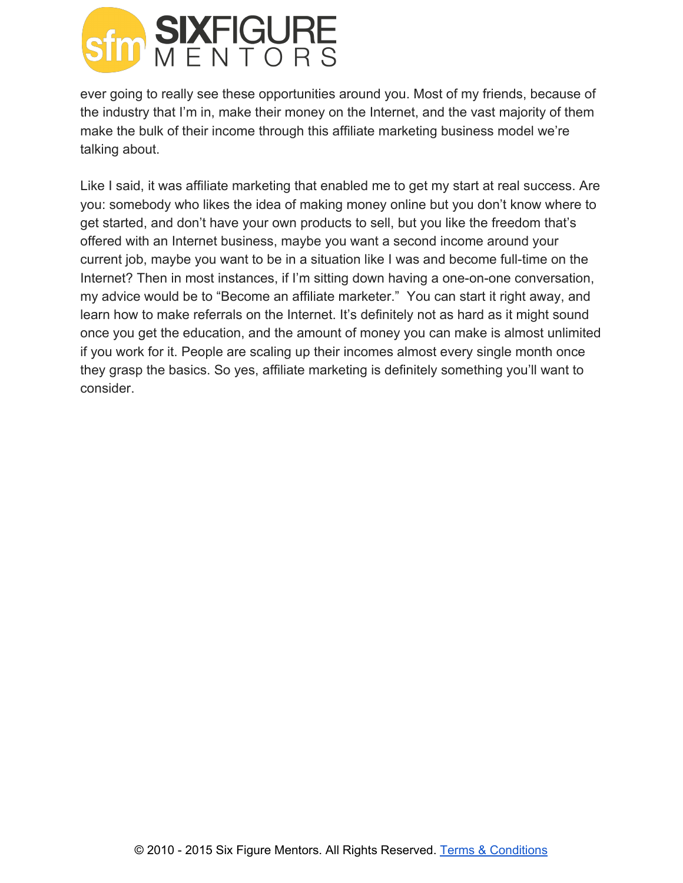ever going to really see these opportunities around you. Most of my friends, because of the industry that I'm in, make their money on the Internet, and the vast majority of them make the bulk of their income through this affiliate marketing business model we're talking about.

Like I said, it was affiliate marketing that enabled me to get my start at real success. Are you: somebody who likes the idea of making money online but you don't know where to get started, and don't have your own products to sell, but you like the freedom that's offered with an Internet business, maybe you want a second income around your current job, maybe you want to be in a situation like I was and become full-time on the Internet? Then in most instances, if I'm sitting down having a one-on-one conversation, my advice would be to "Become an affiliate marketer." You can start it right away, and learn how to make referrals on the Internet. It's definitely not as hard as it might sound once you get the education, and the amount of money you can make is almost unlimited if you work for it. People are scaling up their incomes almost every single month once they grasp the basics. So yes, affiliate marketing is definitely something you'll want to consider.